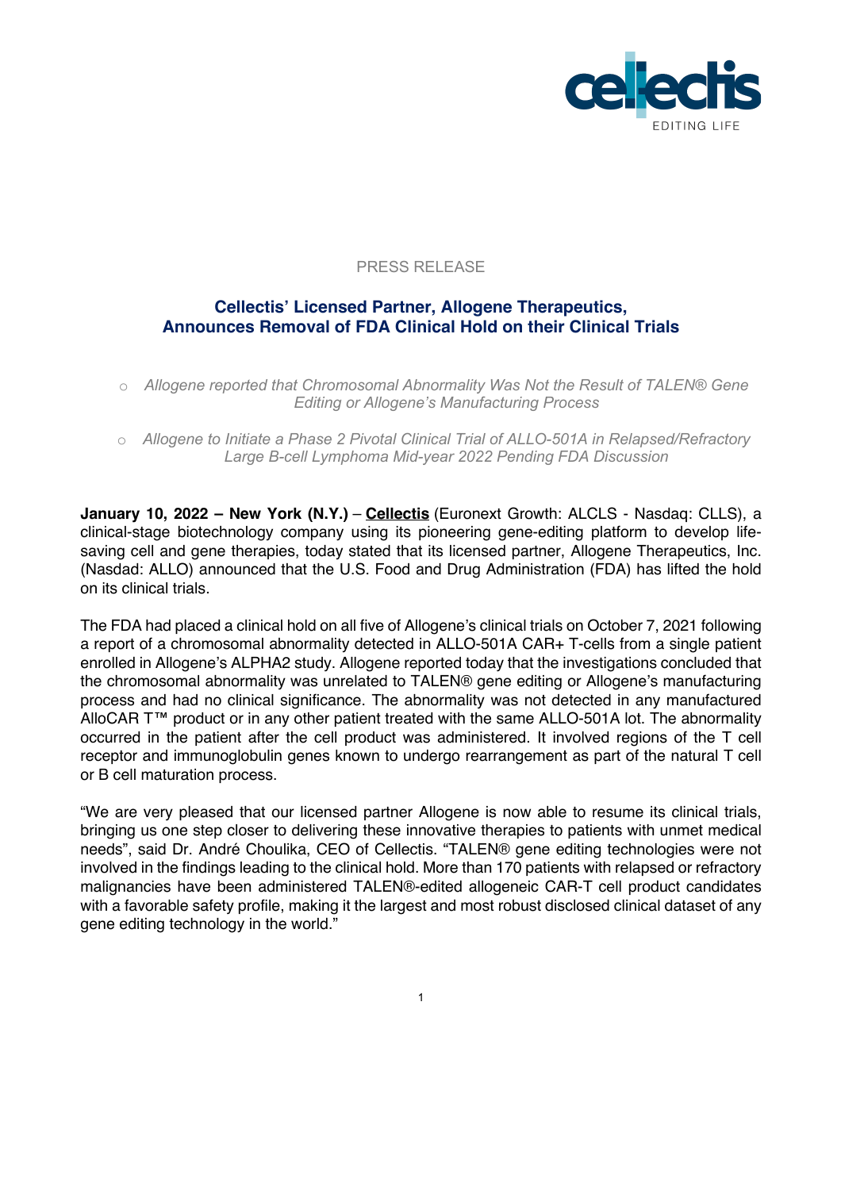PRESS RELEASE

## Cellectis' Licensed Partner, Allogene Therapeutics, Announces Removal of FDA Clinical Hold on their Clinical Trials

- *Allogene reported that Chromosomal Abnormality Was Not the Result of TALEN® Gene Editing or Allogene's Manufacturing Process*
- *Allogene to Initiate a Phase 2 Pivotal Clinical Trial of ALLO-501A in Relapsed/Refractory Large B-cell Lymphoma Mid-year 2022 Pending FDA Discussion*

**January 10, 2022 – New York (N.Y.)** – **Cellectis** (Euronext Growth: ALCLS - Nasdaq: CLLS), a clinical-stage biotechnology company using its pioneering gene-editing platform to develop life-saving cell and gene therapies, today stated that its licensed partner, Allogene Therapeutics, Inc. (Nasdad: ALLO) announced that the U.S. Food and Drug Administration (FDA) has lifted the hold on its clinical trials.

The FDA had placed a clinical hold on all five of Allogene's clinical trials on October 7, 2021 following a report of a chromosomal abnormality detected in ALLO-501A CAR+ T-cells from a single patient enrolled in Allogene's ALPHA2 study. Allogene reported today that the investigations concluded that the chromosomal abnormality was unrelated to TALEN® gene editing or Allogene's manufacturing process and had no clinical significance. The abnormality was not detected in any manufactured AlloCAR T™ product or in any other patient treated with the same ALLO-501A lot. The abnormality occurred in the patient after the cell product was administered. It involved regions of the T cell receptor and immunoglobulin genes known to undergo rearrangement as part of the natural T cell or B cell maturation process.

"We are very pleased that our licensed partner Allogene is now able to resume its clinical trials, bringing us one step closer to delivering these innovative therapies to patients with unmet medical needs", said Dr. André Choulika, CEO of Cellectis. "TALEN® gene editing technologies were not involved in the findings leading to the clinical hold. More than 170 patients with relapsed or refractory malignancies have been administered TALEN®-edited allogeneic CAR-T cell product candidates with a favorable safety profile, making it the largest and most robust disclosed clinical dataset of any gene editing technology in the world."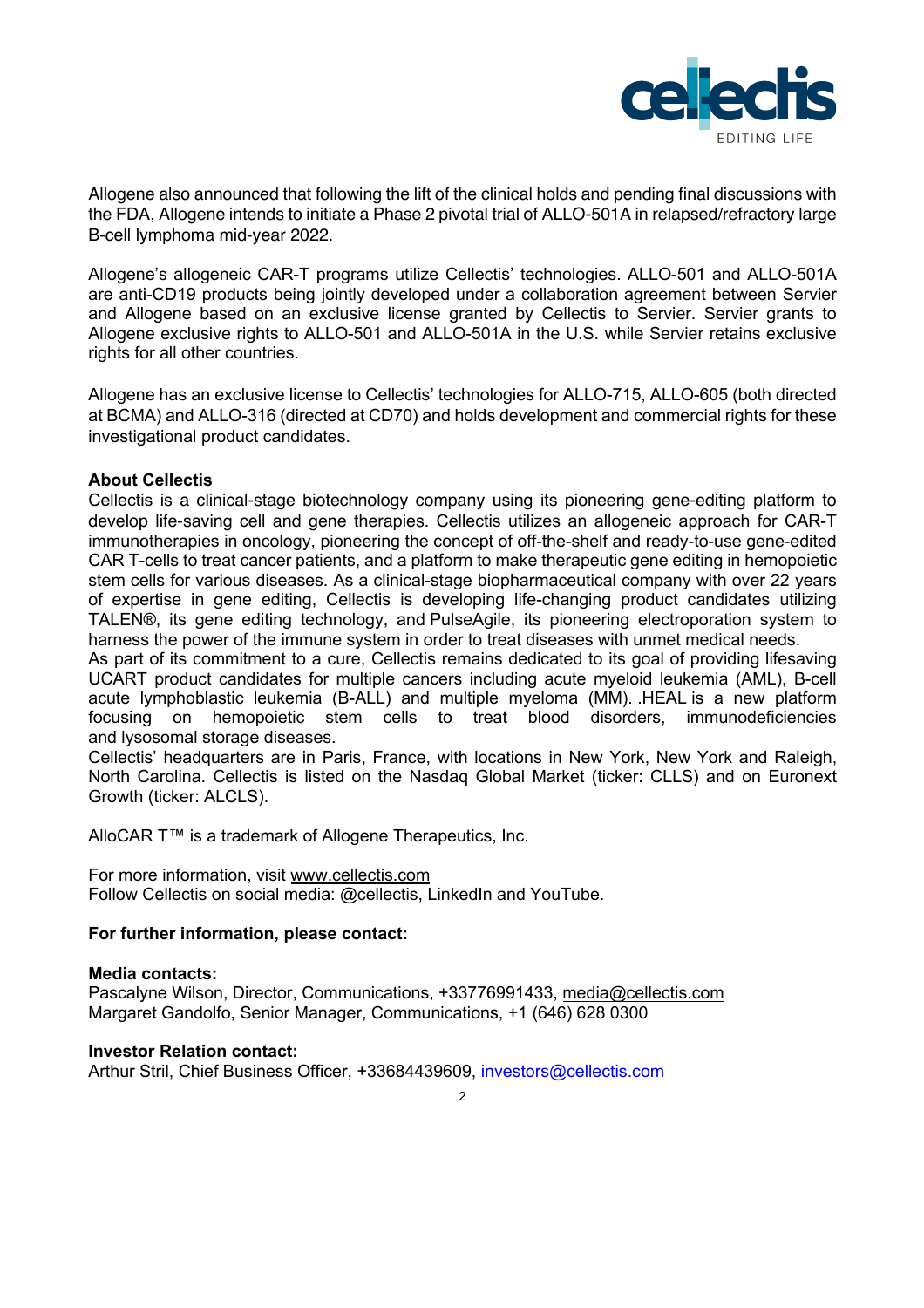Allogene also announced that following the lift of the clinical holds and pending final discussions with the FDA, Allogene intends to initiate a Phase 2 pivotal trial of ALLO-501A in relapsed/refractory large B-cell lymphoma mid-year 2022.

Allogene's allogeneic CAR-T programs utilize Cellectis' technologies. ALLO-501 and ALLO-501A are anti-CD19 products being jointly developed under a collaboration agreement between Servier and Allogene based on an exclusive license granted by Cellectis to Servier. Servier grants to Allogene exclusive rights to ALLO-501 and ALLO-501A in the U.S. while Servier retains exclusive rights for all other countries.

Allogene has an exclusive license to Cellectis' technologies for ALLO-715, ALLO-605 (both directed at BCMA) and ALLO-316 (directed at CD70) and holds development and commercial rights for these investigational product candidates.

**About Cellectis**

Cellectis is a clinical-stage biotechnology company using its pioneering gene-editing platform to develop life-saving cell and gene therapies. Cellectis utilizes an allogeneic approach for CAR-T immunotherapies in oncology, pioneering the concept of off-the-shelf and ready-to-use gene-edited CAR T-cells to treat cancer patients, and a platform to make therapeutic gene editing in hemopoietic stem cells for various diseases. As a clinical-stage biopharmaceutical company with over 22 years of expertise in gene editing, Cellectis is developing life-changing product candidates utilizing TALEN®, its gene editing technology, and PulseAgile, its pioneering electroporation system to harness the power of the immune system in order to treat diseases with unmet medical needs.

As part of its commitment to a cure, Cellectis remains dedicated to its goal of providing lifesaving UCART product candidates for multiple cancers including acute myeloid leukemia (AML), B-cell acute lymphoblastic leukemia (B-ALL) and multiple myeloma (MM). .HEAL is a new platform focusing on hemopoietic stem cells to treat blood disorders, immunodeficiencies and lysosomal storage diseases.

Cellectis' headquarters are in Paris, France, with locations in New York, New York and Raleigh, North Carolina. Cellectis is listed on the Nasdaq Global Market (ticker: CLLS) and on Euronext Growth (ticker: ALCLS).

AlloCAR T™ is a trademark of Allogene Therapeutics, Inc.

For more information, visit www.cellectis.com

Follow Cellectis on social media: @cellectis, LinkedIn and YouTube.

**For further information, please contact:**

**Media contacts:**

Pascalyne Wilson, Director, Communications, +33776991433, media@cellectis.com

Margaret Gandolfo, Senior Manager, Communications, +1 (646) 628 0300

**Investor Relation contact:**

Arthur Stril, Chief Business Officer, +33684439609, investors@cellectis.com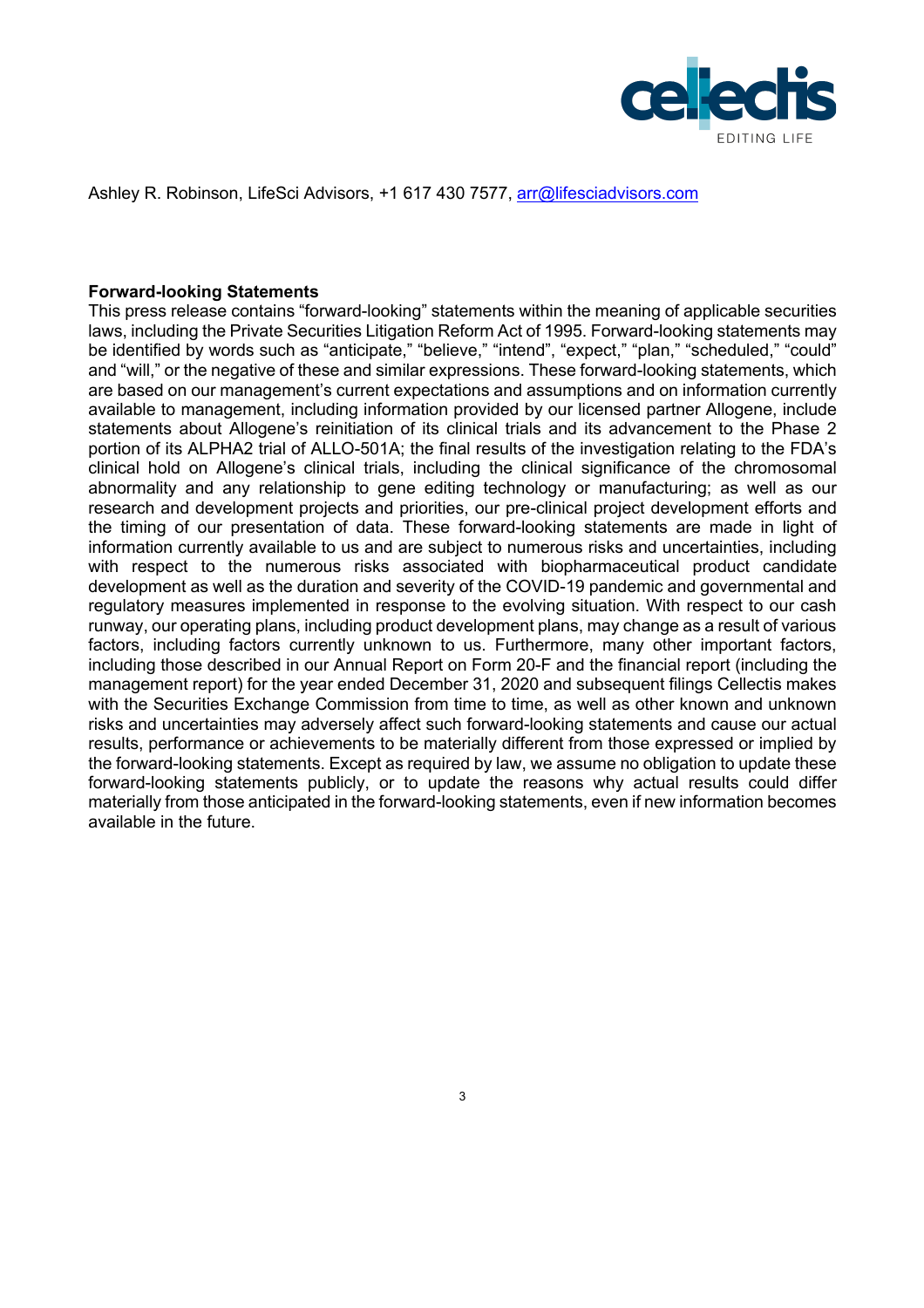Ashley R. Robinson, LifeSci Advisors, +1 617 430 7577, arr@lifesciadvisors.com

**Forward-looking Statements**

This press release contains "forward-looking" statements within the meaning of applicable securities laws, including the Private Securities Litigation Reform Act of 1995. Forward-looking statements may be identified by words such as "anticipate," "believe," "intend", "expect," "plan," "scheduled," "could" and "will," or the negative of these and similar expressions. These forward-looking statements, which are based on our management's current expectations and assumptions and on information currently available to management, including information provided by our licensed partner Allogene, include statements about Allogene's reinitiation of its clinical trials and its advancement to the Phase 2 portion of its ALPHA2 trial of ALLO-501A; the final results of the investigation relating to the FDA's clinical hold on Allogene's clinical trials, including the clinical significance of the chromosomal abnormality and any relationship to gene editing technology or manufacturing; as well as our research and development projects and priorities, our pre-clinical project development efforts and the timing of our presentation of data. These forward-looking statements are made in light of information currently available to us and are subject to numerous risks and uncertainties, including with respect to the numerous risks associated with biopharmaceutical product candidate development as well as the duration and severity of the COVID-19 pandemic and governmental and regulatory measures implemented in response to the evolving situation. With respect to our cash runway, our operating plans, including product development plans, may change as a result of various factors, including factors currently unknown to us. Furthermore, many other important factors, including those described in our Annual Report on Form 20-F and the financial report (including the management report) for the year ended December 31, 2020 and subsequent filings Cellectis makes with the Securities Exchange Commission from time to time, as well as other known and unknown risks and uncertainties may adversely affect such forward-looking statements and cause our actual results, performance or achievements to be materially different from those expressed or implied by the forward-looking statements. Except as required by law, we assume no obligation to update these forward-looking statements publicly, or to update the reasons why actual results could differ materially from those anticipated in the forward-looking statements, even if new information becomes available in the future.